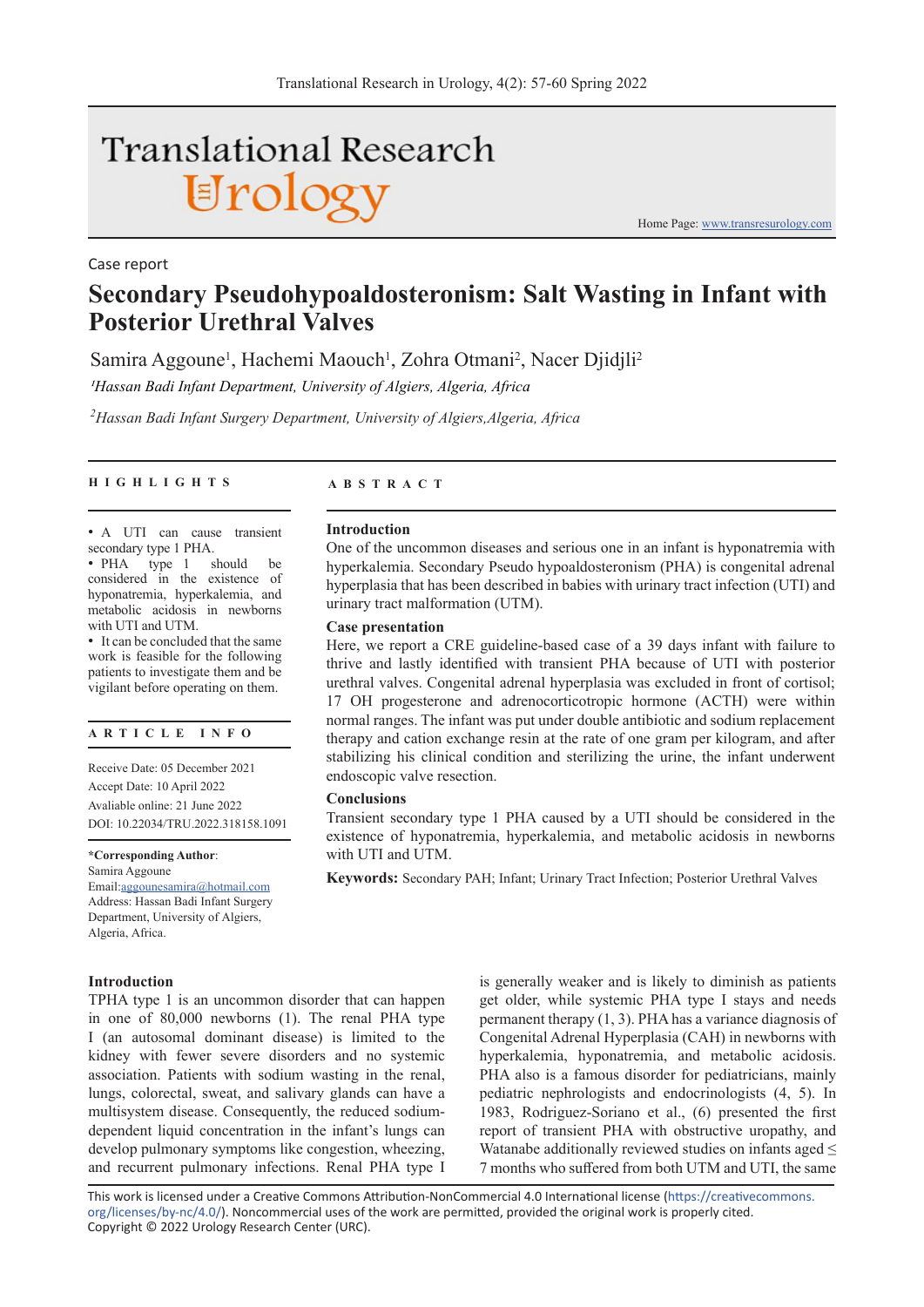Case report

# Secondary Pseudohypoaldosteronism: Salt Wasting in Infant with Posterior Urethral Valves

Samira Aggoune[1], Hachemi Maouch[1], Zohra Otmani[2], Nacer Djidjli[2]

[1]*Hassan Badi Infant Department, University of Algiers, Algeria, Africa*

[2]*Hassan Badi Infant Surgery Department, University of Algiers,Algeria, Africa*

## HIGHLIGHTS

- A UTI can cause transient secondary type 1 PHA.
- PHA type 1 should be considered in the existence of hyponatremia, hyperkalemia, and metabolic acidosis in newborns with UTI and UTM.
- It can be concluded that the same work is feasible for the following patients to investigate them and be vigilant before operating on them.

## ARTICLE INFO

Receive Date: 05 December 2021
Accept Date: 10 April 2022
Avaliable online: 21 June 2022
DOI: 10.22034/TRU.2022.318158.1091

**\*Corresponding Author**:
Samira Aggoune
Email:aggounesamira@hotmail.com
Address: Hassan Badi Infant Surgery Department, University of Algiers, Algeria, Africa.

## ABSTRACT

**Introduction**
One of the uncommon diseases and serious one in an infant is hyponatremia with hyperkalemia. Secondary Pseudo hypoaldosteronism (PHA) is congenital adrenal hyperplasia that has been described in babies with urinary tract infection (UTI) and urinary tract malformation (UTM).

**Case presentation**
Here, we report a CRE guideline-based case of a 39 days infant with failure to thrive and lastly identified with transient PHA because of UTI with posterior urethral valves. Congenital adrenal hyperplasia was excluded in front of cortisol; 17 OH progesterone and adrenocorticotropic hormone (ACTH) were within normal ranges. The infant was put under double antibiotic and sodium replacement therapy and cation exchange resin at the rate of one gram per kilogram, and after stabilizing his clinical condition and sterilizing the urine, the infant underwent endoscopic valve resection.

**Conclusions**
Transient secondary type 1 PHA caused by a UTI should be considered in the existence of hyponatremia, hyperkalemia, and metabolic acidosis in newborns with UTI and UTM.

**Keywords:** Secondary PAH; Infant; Urinary Tract Infection; Posterior Urethral Valves

## Introduction

TPHA type 1 is an uncommon disorder that can happen in one of 80,000 newborns (1). The renal PHA type I (an autosomal dominant disease) is limited to the kidney with fewer severe disorders and no systemic association. Patients with sodium wasting in the renal, lungs, colorectal, sweat, and salivary glands can have a multisystem disease. Consequently, the reduced sodium-dependent liquid concentration in the infant's lungs can develop pulmonary symptoms like congestion, wheezing, and recurrent pulmonary infections. Renal PHA type I is generally weaker and is likely to diminish as patients get older, while systemic PHA type I stays and needs permanent therapy (1, 3). PHA has a variance diagnosis of Congenital Adrenal Hyperplasia (CAH) in newborns with hyperkalemia, hyponatremia, and metabolic acidosis. PHA also is a famous disorder for pediatricians, mainly pediatric nephrologists and endocrinologists (4, 5). In 1983, Rodriguez-Soriano et al., (6) presented the first report of transient PHA with obstructive uropathy, and Watanabe additionally reviewed studies on infants aged ≤ 7 months who suffered from both UTM and UTI, the same

This work is licensed under a Creative Commons Attribution-NonCommercial 4.0 International license (https://creativecommons.org/licenses/by-nc/4.0/). Noncommercial uses of the work are permitted, provided the original work is properly cited.
Copyright © 2022 Urology Research Center (URC).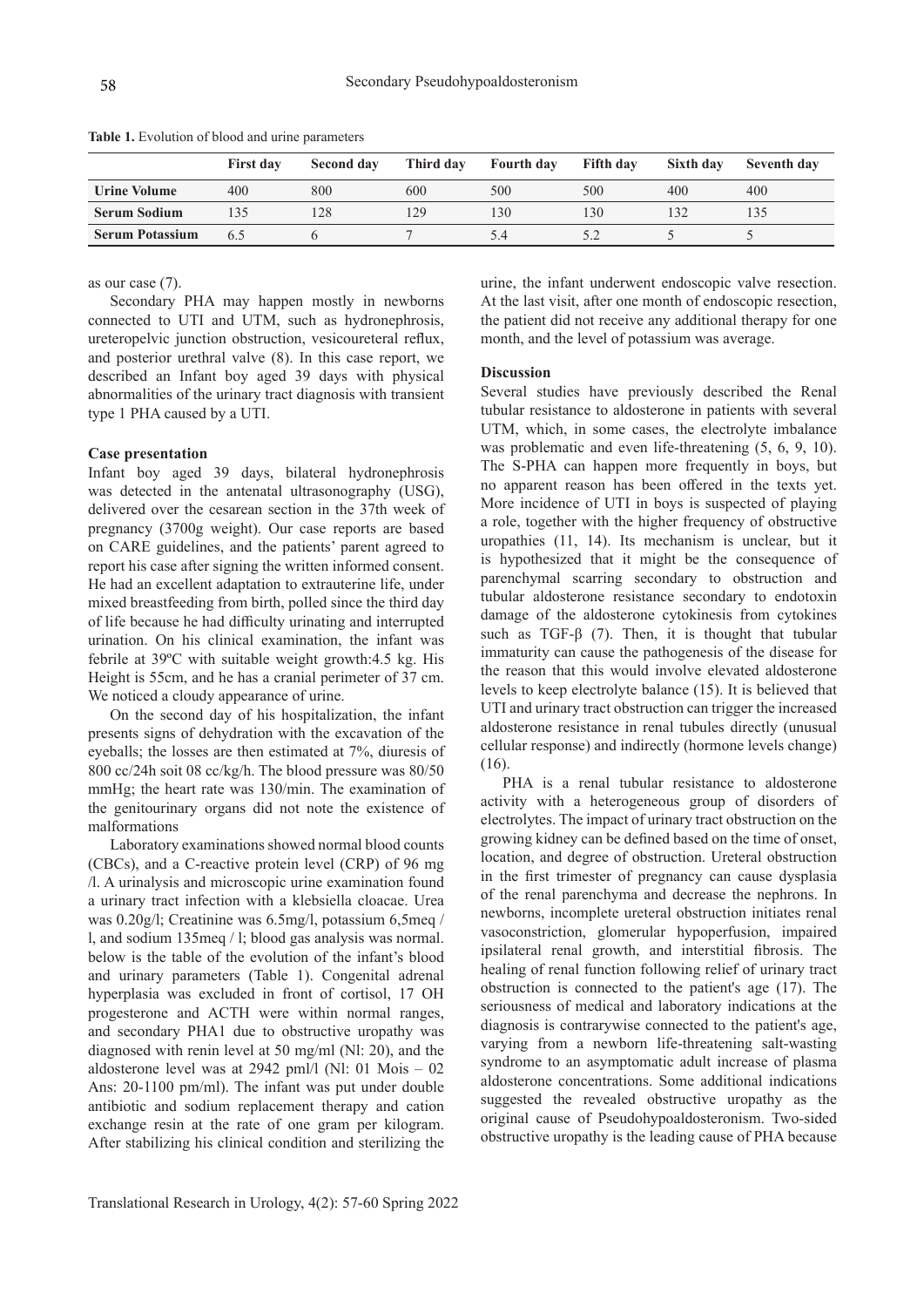**Table 1.** Evolution of blood and urine parameters

| | First day | Second day | Third day | Fourth day | Fifth day | Sixth day | Seventh day |
|---|---|---|---|---|---|---|---|
| **Urine Volume** | 400 | 800 | 600 | 500 | 500 | 400 | 400 |
| **Serum Sodium** | 135 | 128 | 129 | 130 | 130 | 132 | 135 |
| **Serum Potassium** | 6.5 | 6 | 7 | 5.4 | 5.2 | 5 | 5 |

as our case (7).

Secondary PHA may happen mostly in newborns connected to UTI and UTM, such as hydronephrosis, ureteropelvic junction obstruction, vesicoureteral reflux, and posterior urethral valve (8). In this case report, we described an Infant boy aged 39 days with physical abnormalities of the urinary tract diagnosis with transient type 1 PHA caused by a UTI.

**Case presentation**

Infant boy aged 39 days, bilateral hydronephrosis was detected in the antenatal ultrasonography (USG), delivered over the cesarean section in the 37th week of pregnancy (3700g weight). Our case reports are based on CARE guidelines, and the patients' parent agreed to report his case after signing the written informed consent. He had an excellent adaptation to extrauterine life, under mixed breastfeeding from birth, polled since the third day of life because he had difficulty urinating and interrupted urination. On his clinical examination, the infant was febrile at 39ºC with suitable weight growth:4.5 kg. His Height is 55cm, and he has a cranial perimeter of 37 cm. We noticed a cloudy appearance of urine.

On the second day of his hospitalization, the infant presents signs of dehydration with the excavation of the eyeballs; the losses are then estimated at 7%, diuresis of 800 cc/24h soit 08 cc/kg/h. The blood pressure was 80/50 mmHg; the heart rate was 130/min. The examination of the genitourinary organs did not note the existence of malformations

Laboratory examinations showed normal blood counts (CBCs), and a C-reactive protein level (CRP) of 96 mg /l. A urinalysis and microscopic urine examination found a urinary tract infection with a klebsiella cloacae. Urea was 0.20g/l; Creatinine was 6.5mg/l, potassium 6,5meq / l, and sodium 135meq / l; blood gas analysis was normal. below is the table of the evolution of the infant's blood and urinary parameters (Table 1). Congenital adrenal hyperplasia was excluded in front of cortisol, 17 OH progesterone and ACTH were within normal ranges, and secondary PHA1 due to obstructive uropathy was diagnosed with renin level at 50 mg/ml (Nl: 20), and the aldosterone level was at 2942 pml/l (Nl: 01 Mois – 02 Ans: 20-1100 pm/ml). The infant was put under double antibiotic and sodium replacement therapy and cation exchange resin at the rate of one gram per kilogram. After stabilizing his clinical condition and sterilizing the urine, the infant underwent endoscopic valve resection. At the last visit, after one month of endoscopic resection, the patient did not receive any additional therapy for one month, and the level of potassium was average.

**Discussion**

Several studies have previously described the Renal tubular resistance to aldosterone in patients with several UTM, which, in some cases, the electrolyte imbalance was problematic and even life-threatening (5, 6, 9, 10). The S-PHA can happen more frequently in boys, but no apparent reason has been offered in the texts yet. More incidence of UTI in boys is suspected of playing a role, together with the higher frequency of obstructive uropathies (11, 14). Its mechanism is unclear, but it is hypothesized that it might be the consequence of parenchymal scarring secondary to obstruction and tubular aldosterone resistance secondary to endotoxin damage of the aldosterone cytokinesis from cytokines such as TGF-β (7). Then, it is thought that tubular immaturity can cause the pathogenesis of the disease for the reason that this would involve elevated aldosterone levels to keep electrolyte balance (15). It is believed that UTI and urinary tract obstruction can trigger the increased aldosterone resistance in renal tubules directly (unusual cellular response) and indirectly (hormone levels change) (16).

PHA is a renal tubular resistance to aldosterone activity with a heterogeneous group of disorders of electrolytes. The impact of urinary tract obstruction on the growing kidney can be defined based on the time of onset, location, and degree of obstruction. Ureteral obstruction in the first trimester of pregnancy can cause dysplasia of the renal parenchyma and decrease the nephrons. In newborns, incomplete ureteral obstruction initiates renal vasoconstriction, glomerular hypoperfusion, impaired ipsilateral renal growth, and interstitial fibrosis. The healing of renal function following relief of urinary tract obstruction is connected to the patient's age (17). The seriousness of medical and laboratory indications at the diagnosis is contrarywise connected to the patient's age, varying from a newborn life-threatening salt-wasting syndrome to an asymptomatic adult increase of plasma aldosterone concentrations. Some additional indications suggested the revealed obstructive uropathy as the original cause of Pseudohypoaldosteronism. Two-sided obstructive uropathy is the leading cause of PHA because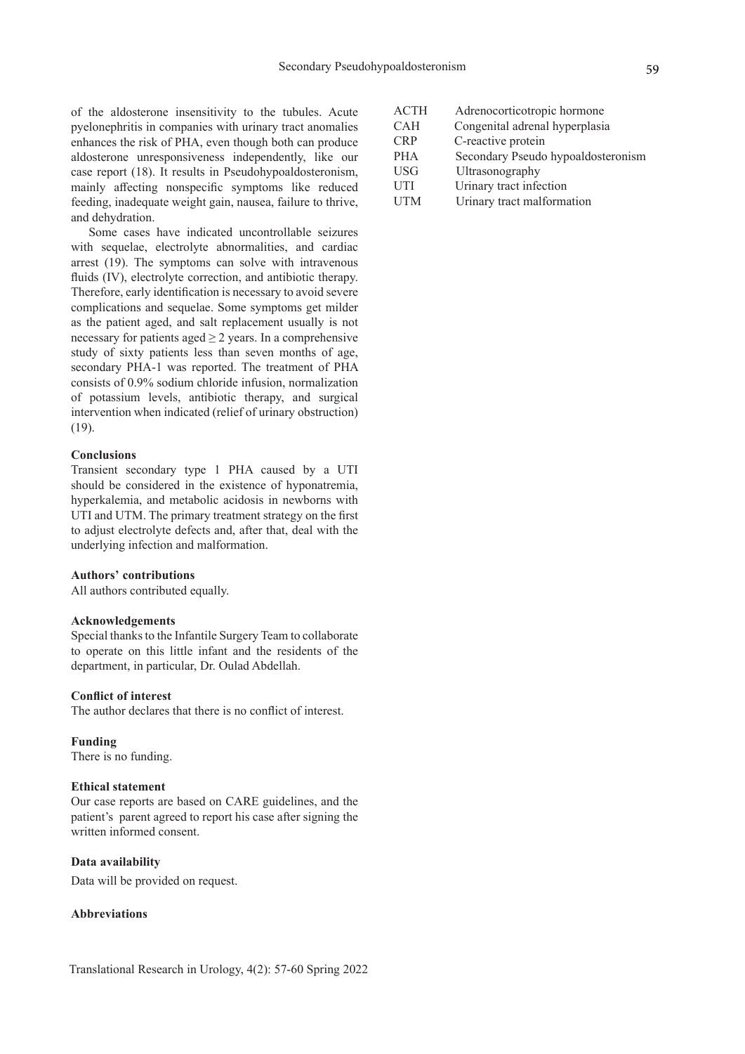of the aldosterone insensitivity to the tubules. Acute pyelonephritis in companies with urinary tract anomalies enhances the risk of PHA, even though both can produce aldosterone unresponsiveness independently, like our case report (18). It results in Pseudohypoaldosteronism, mainly affecting nonspecific symptoms like reduced feeding, inadequate weight gain, nausea, failure to thrive, and dehydration.

Some cases have indicated uncontrollable seizures with sequelae, electrolyte abnormalities, and cardiac arrest (19). The symptoms can solve with intravenous fluids (IV), electrolyte correction, and antibiotic therapy. Therefore, early identification is necessary to avoid severe complications and sequelae. Some symptoms get milder as the patient aged, and salt replacement usually is not necessary for patients aged ≥ 2 years. In a comprehensive study of sixty patients less than seven months of age, secondary PHA-1 was reported. The treatment of PHA consists of 0.9% sodium chloride infusion, normalization of potassium levels, antibiotic therapy, and surgical intervention when indicated (relief of urinary obstruction) (19).

### Conclusions

Transient secondary type 1 PHA caused by a UTI should be considered in the existence of hyponatremia, hyperkalemia, and metabolic acidosis in newborns with UTI and UTM. The primary treatment strategy on the first to adjust electrolyte defects and, after that, deal with the underlying infection and malformation.

### Authors' contributions

All authors contributed equally.

### Acknowledgements

Special thanks to the Infantile Surgery Team to collaborate to operate on this little infant and the residents of the department, in particular, Dr. Oulad Abdellah.

### Conflict of interest

The author declares that there is no conflict of interest.

### Funding

There is no funding.

### Ethical statement

Our case reports are based on CARE guidelines, and the patient's parent agreed to report his case after signing the written informed consent.

### Data availability

Data will be provided on request.

### Abbreviations

| | |
|---|---|
| ACTH | Adrenocorticotropic hormone |
| CAH | Congenital adrenal hyperplasia |
| CRP | C-reactive protein |
| PHA | Secondary Pseudo hypoaldosteronism |
| USG | Ultrasonography |
| UTI | Urinary tract infection |
| UTM | Urinary tract malformation |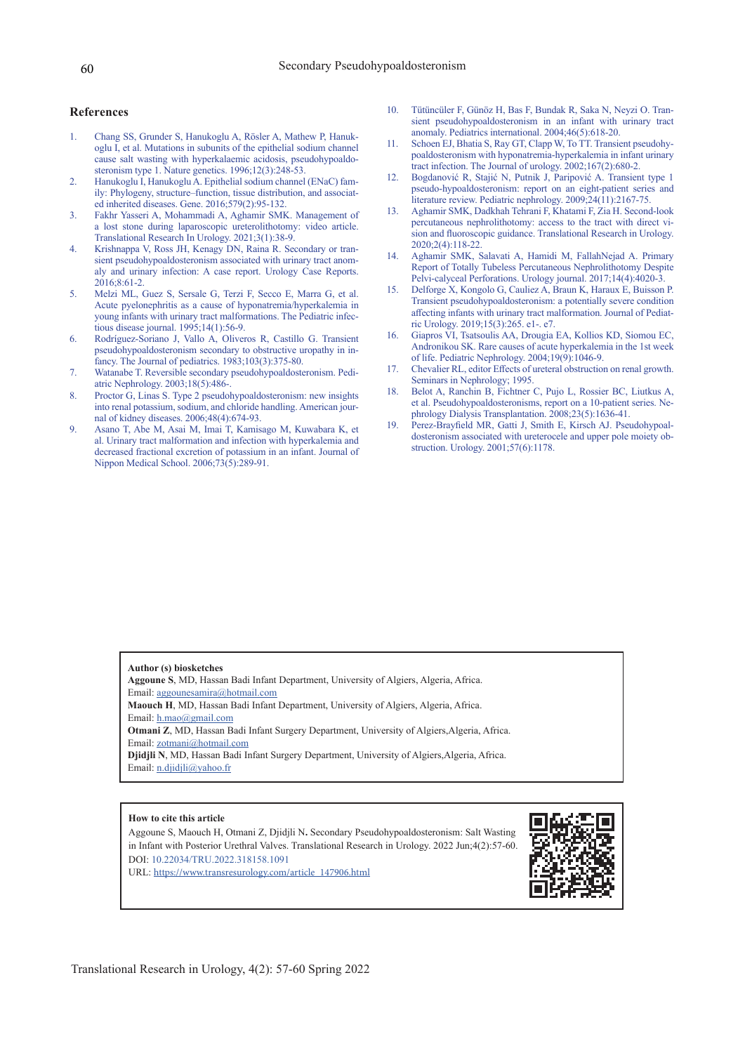## References

1. Chang SS, Grunder S, Hanukoglu A, Rösler A, Mathew P, Hanukoglu I, et al. Mutations in subunits of the epithelial sodium channel cause salt wasting with hyperkalaemic acidosis, pseudohypoaldosteronism type 1. Nature genetics. 1996;12(3):248-53.
2. Hanukoglu I, Hanukoglu A. Epithelial sodium channel (ENaC) family: Phylogeny, structure–function, tissue distribution, and associated inherited diseases. Gene. 2016;579(2):95-132.
3. Fakhr Yasseri A, Mohammadi A, Aghamir SMK. Management of a lost stone during laparoscopic ureterolithotomy: video article. Translational Research In Urology. 2021;3(1):38-9.
4. Krishnappa V, Ross JH, Kenagy DN, Raina R. Secondary or transient pseudohypoaldosteronism associated with urinary tract anomaly and urinary infection: A case report. Urology Case Reports. 2016;8:61-2.
5. Melzi ML, Guez S, Sersale G, Terzi F, Secco E, Marra G, et al. Acute pyelonephritis as a cause of hyponatremia/hyperkalemia in young infants with urinary tract malformations. The Pediatric infectious disease journal. 1995;14(1):56-9.
6. Rodríguez-Soriano J, Vallo A, Oliveros R, Castillo G. Transient pseudohypoaldosteronism secondary to obstructive uropathy in infancy. The Journal of pediatrics. 1983;103(3):375-80.
7. Watanabe T. Reversible secondary pseudohypoaldosteronism. Pediatric Nephrology. 2003;18(5):486-.
8. Proctor G, Linas S. Type 2 pseudohypoaldosteronism: new insights into renal potassium, sodium, and chloride handling. American journal of kidney diseases. 2006;48(4):674-93.
9. Asano T, Abe M, Asai M, Imai T, Kamisago M, Kuwabara K, et al. Urinary tract malformation and infection with hyperkalemia and decreased fractional excretion of potassium in an infant. Journal of Nippon Medical School. 2006;73(5):289-91.
10. Tütüncüler F, Günöz H, Bas F, Bundak R, Saka N, Neyzi O. Transient pseudohypoaldosteronism in an infant with urinary tract anomaly. Pediatrics international. 2004;46(5):618-20.
11. Schoen EJ, Bhatia S, Ray GT, Clapp W, To TT. Transient pseudohypoaldosteronism with hyponatremia-hyperkalemia in infant urinary tract infection. The Journal of urology. 2002;167(2):680-2.
12. Bogdanović R, Stajić N, Putnik J, Paripović A. Transient type 1 pseudo-hypoaldosteronism: report on an eight-patient series and literature review. Pediatric nephrology. 2009;24(11):2167-75.
13. Aghamir SMK, Dadkhah Tehrani F, Khatami F, Zia H. Second-look percutaneous nephrolithotomy: access to the tract with direct vision and fluoroscopic guidance. Translational Research in Urology. 2020;2(4):118-22.
14. Aghamir SMK, Salavati A, Hamidi M, FallahNejad A. Primary Report of Totally Tubeless Percutaneous Nephrolithotomy Despite Pelvi-calyceal Perforations. Urology journal. 2017;14(4):4020-3.
15. Delforge X, Kongolo G, Cauliez A, Braun K, Haraux E, Buisson P. Transient pseudohypoaldosteronism: a potentially severe condition affecting infants with urinary tract malformation. Journal of Pediatric Urology. 2019;15(3):265. e1-. e7.
16. Giapros VI, Tsatsoulis AA, Drougia EA, Kollios KD, Siomou EC, Andronikou SK. Rare causes of acute hyperkalemia in the 1st week of life. Pediatric Nephrology. 2004;19(9):1046-9.
17. Chevalier RL, editor Effects of ureteral obstruction on renal growth. Seminars in Nephrology; 1995.
18. Belot A, Ranchin B, Fichtner C, Pujo L, Rossier BC, Liutkus A, et al. Pseudohypoaldosteronisms, report on a 10-patient series. Nephrology Dialysis Transplantation. 2008;23(5):1636-41.
19. Perez-Brayfield MR, Gatti J, Smith E, Kirsch AJ. Pseudohypoaldosteronism associated with ureterocele and upper pole moiety obstruction. Urology. 2001;57(6):1178.

**Author (s) biosketches**

**Aggoune S**, MD, Hassan Badi Infant Department, University of Algiers, Algeria, Africa.
Email: aggounesamira@hotmail.com

**Maouch H**, MD, Hassan Badi Infant Department, University of Algiers, Algeria, Africa.
Email: h.mao@gmail.com

**Otmani Z**, MD, Hassan Badi Infant Surgery Department, University of Algiers,Algeria, Africa.
Email: zotmani@hotmail.com

**Djidjli N**, MD, Hassan Badi Infant Surgery Department, University of Algiers,Algeria, Africa.
Email: n.djidjli@yahoo.fr

**How to cite this article**

Aggoune S, Maouch H, Otmani Z, Djidjli N**.** Secondary Pseudohypoaldosteronism: Salt Wasting in Infant with Posterior Urethral Valves. Translational Research in Urology. 2022 Jun;4(2):57-60.
DOI: 10.22034/TRU.2022.318158.1091
URL: https://www.transresurology.com/article_147906.html